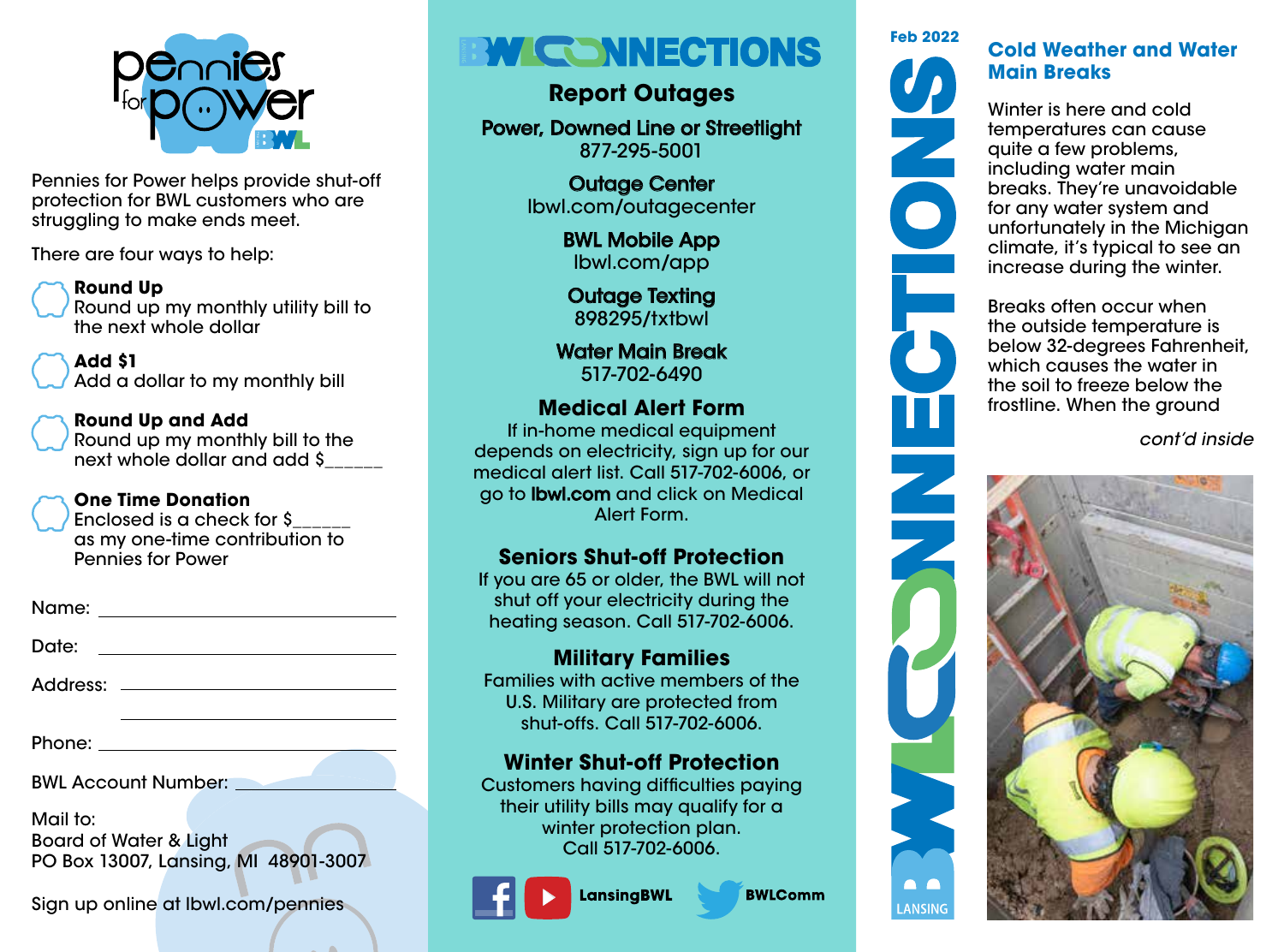# Pennies for Power

Pennies for Power helps provide shut-off protection for BWL customers who are struggling to make ends meet.

There are four ways to help:

- **Round Up**
  Round up my monthly utility bill to the next whole dollar
- **Add $1**
  Add a dollar to my monthly bill
- **Round Up and Add**
  Round up my monthly bill to the next whole dollar and add $______
- **One Time Donation**
  Enclosed is a check for $______ as my one-time contribution to Pennies for Power

Name: ______________________________

Date: ______________________________

Address: ______________________________

______________________________

Phone: ______________________________

BWL Account Number: ______________________________

Mail to:
Board of Water & Light
PO Box 13007, Lansing, MI 48901-3007

Sign up online at lbwl.com/pennies

# BWL CONNECTIONS

## Report Outages

**Power, Downed Line or Streetlight**
877-295-5001

**Outage Center**
lbwl.com/outagecenter

**BWL Mobile App**
lbwl.com/app

**Outage Texting**
898295/txtbwl

**Water Main Break**
517-702-6490

## Medical Alert Form

If in-home medical equipment depends on electricity, sign up for our medical alert list. Call 517-702-6006, or go to **lbwl.com** and click on Medical Alert Form.

## Seniors Shut-off Protection

If you are 65 or older, the BWL will not shut off your electricity during the heating season. Call 517-702-6006.

## Military Families

Families with active members of the U.S. Military are protected from shut-offs. Call 517-702-6006.

## Winter Shut-off Protection

Customers having difficulties paying their utility bills may qualify for a winter protection plan. Call 517-702-6006.

LansingBWL BWLComm

Feb 2022

# LANSING BWL CONNECTIONS

## Cold Weather and Water Main Breaks

Winter is here and cold temperatures can cause quite a few problems, including water main breaks. They're unavoidable for any water system and unfortunately in the Michigan climate, it's typical to see an increase during the winter.

Breaks often occur when the outside temperature is below 32-degrees Fahrenheit, which causes the water in the soil to freeze below the frostline. When the ground

*cont'd inside*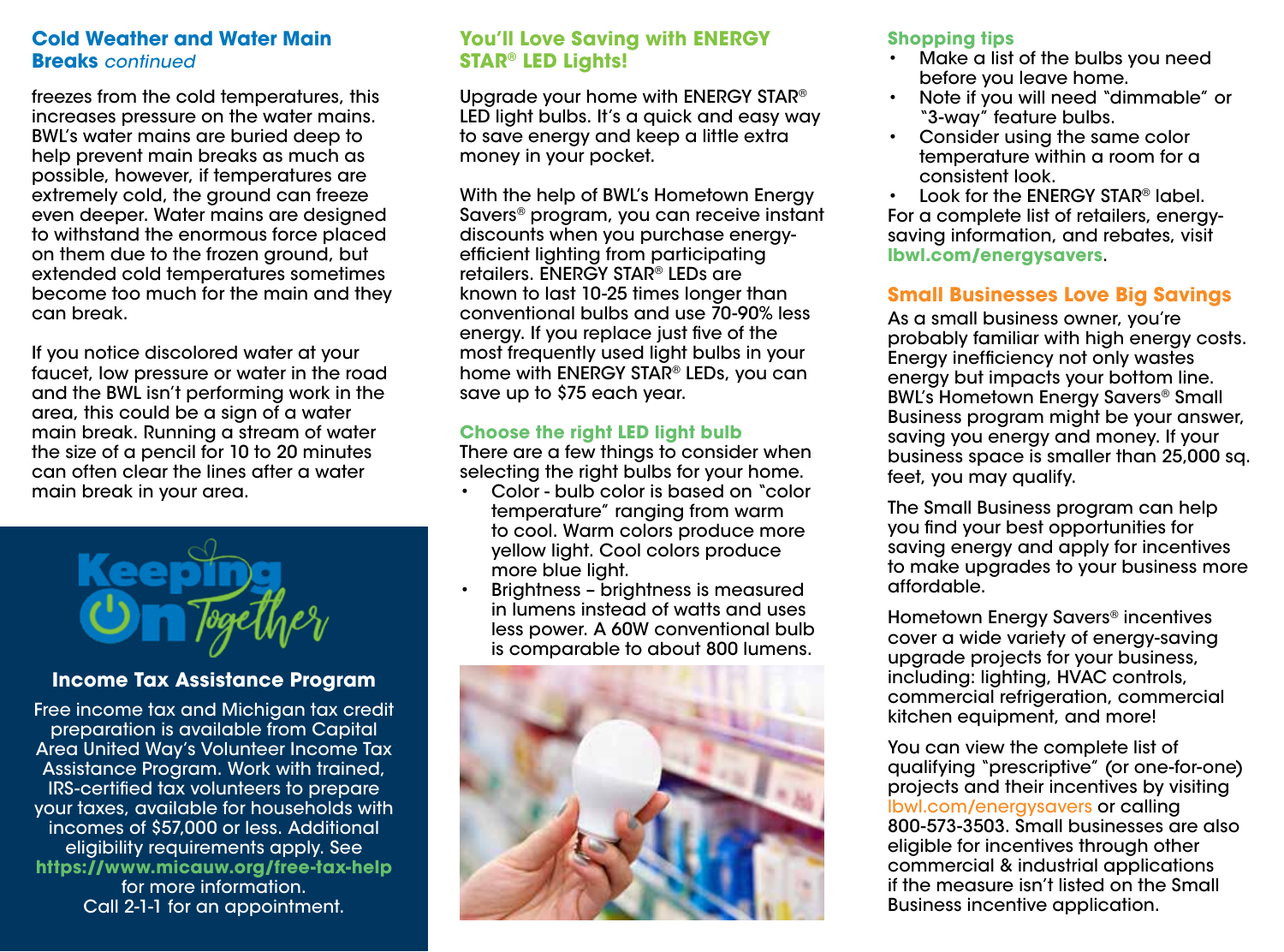## Cold Weather and Water Main Breaks *continued*

freezes from the cold temperatures, this increases pressure on the water mains. BWL's water mains are buried deep to help prevent main breaks as much as possible, however, if temperatures are extremely cold, the ground can freeze even deeper. Water mains are designed to withstand the enormous force placed on them due to the frozen ground, but extended cold temperatures sometimes become too much for the main and they can break.

If you notice discolored water at your faucet, low pressure or water in the road and the BWL isn't performing work in the area, this could be a sign of a water main break. Running a stream of water the size of a pencil for 10 to 20 minutes can often clear the lines after a water main break in your area.

Keeping On Together

### Income Tax Assistance Program

Free income tax and Michigan tax credit preparation is available from Capital Area United Way's Volunteer Income Tax Assistance Program. Work with trained, IRS-certified tax volunteers to prepare your taxes, available for households with incomes of $57,000 or less. Additional eligibility requirements apply. See **https://www.micauw.org/free-tax-help** for more information.
Call 2-1-1 for an appointment.

## You'll Love Saving with ENERGY STAR® LED Lights!

Upgrade your home with ENERGY STAR® LED light bulbs. It's a quick and easy way to save energy and keep a little extra money in your pocket.

With the help of BWL's Hometown Energy Savers® program, you can receive instant discounts when you purchase energy-efficient lighting from participating retailers. ENERGY STAR® LEDs are known to last 10-25 times longer than conventional bulbs and use 70-90% less energy. If you replace just five of the most frequently used light bulbs in your home with ENERGY STAR® LEDs, you can save up to $75 each year.

### Choose the right LED light bulb

There are a few things to consider when selecting the right bulbs for your home.

- Color - bulb color is based on "color temperature" ranging from warm to cool. Warm colors produce more yellow light. Cool colors produce more blue light.
- Brightness – brightness is measured in lumens instead of watts and uses less power. A 60W conventional bulb is comparable to about 800 lumens.

### Shopping tips

- Make a list of the bulbs you need before you leave home.
- Note if you will need "dimmable" or "3-way" feature bulbs.
- Consider using the same color temperature within a room for a consistent look.
- Look for the ENERGY STAR® label.

For a complete list of retailers, energy-saving information, and rebates, visit **lbwl.com/energysavers**.

## Small Businesses Love Big Savings

As a small business owner, you're probably familiar with high energy costs. Energy inefficiency not only wastes energy but impacts your bottom line. BWL's Hometown Energy Savers® Small Business program might be your answer, saving you energy and money. If your business space is smaller than 25,000 sq. feet, you may qualify.

The Small Business program can help you find your best opportunities for saving energy and apply for incentives to make upgrades to your business more affordable.

Hometown Energy Savers® incentives cover a wide variety of energy-saving upgrade projects for your business, including: lighting, HVAC controls, commercial refrigeration, commercial kitchen equipment, and more!

You can view the complete list of qualifying "prescriptive" (or one-for-one) projects and their incentives by visiting lbwl.com/energysavers or calling 800-573-3503. Small businesses are also eligible for incentives through other commercial & industrial applications if the measure isn't listed on the Small Business incentive application.